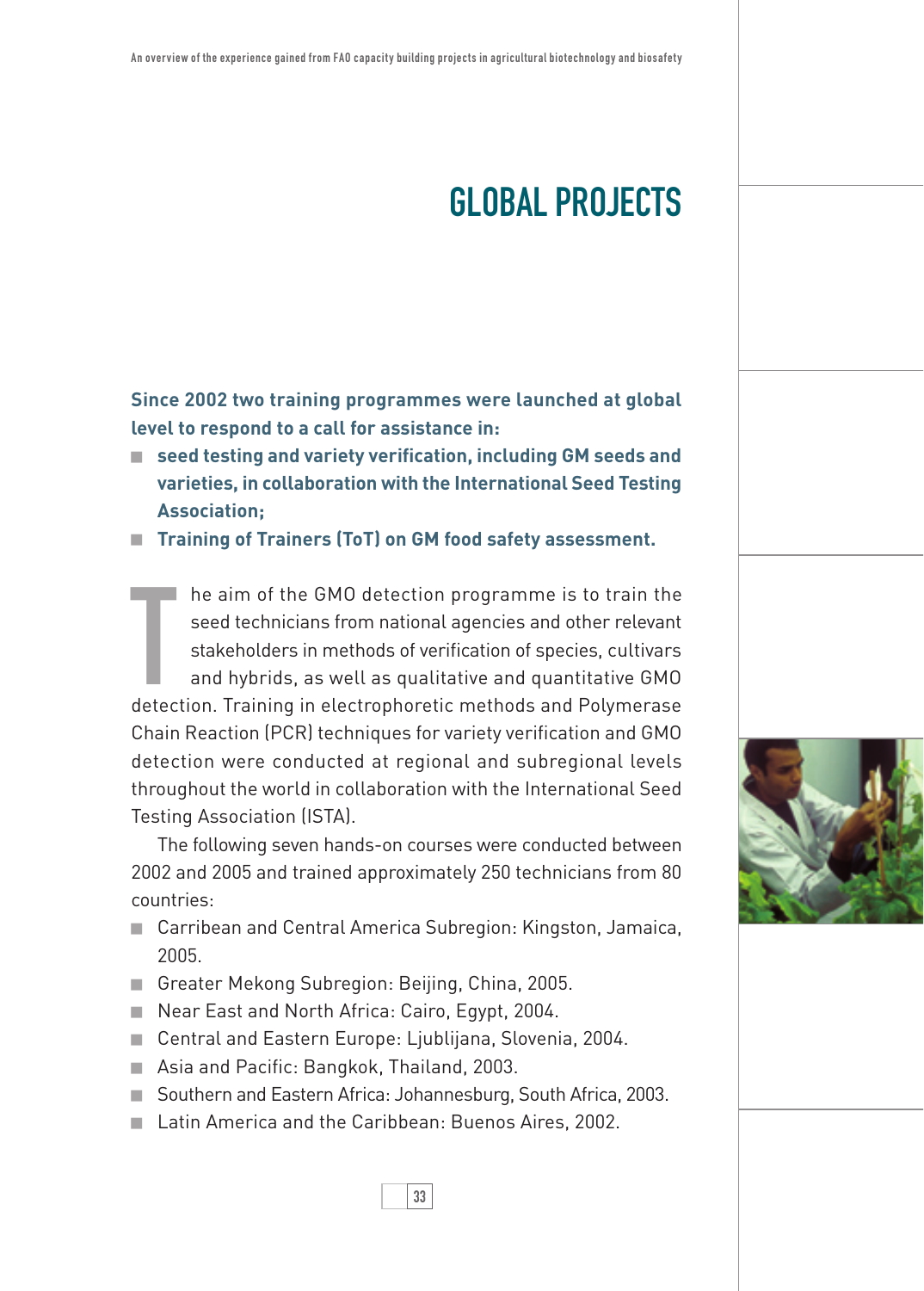# GLOBAL PROJECTS

**Since 2002 two training programmes were launched at global level to respond to a call for assistance in:**

- **seed testing and variety verification, including GM seeds and varieties, in collaboration with the International Seed Testing Association;**
- **Training of Trainers (ToT) on GM food safety assessment.**

The aim of the GMO detection programme is to train the seed technicians from national agencies and other relevant stakeholders in methods of verification of species, cultivars and hybrids, as well as qualitative and quantitative GMO detection. Training in electrophoretic methods and Polymerase Chain Reaction (PCR) techniques for variety verification and GMO detection were conducted at regional and subregional levels throughout the world in collaboration with the International Seed Testing Association (ISTA).

The following seven hands-on courses were conducted between 2002 and 2005 and trained approximately 250 technicians from 80 countries:

- Carribean and Central America Subregion: Kingston, Jamaica, 2005.
- Greater Mekong Subregion: Beijing, China, 2005.
- Near East and North Africa: Cairo, Egypt, 2004.
- Central and Eastern Europe: Ljublijana, Slovenia, 2004.
- Asia and Pacific: Bangkok, Thailand, 2003.
- Southern and Eastern Africa: Johannesburg, South Africa, 2003.
- Latin America and the Caribbean: Buenos Aires, 2002.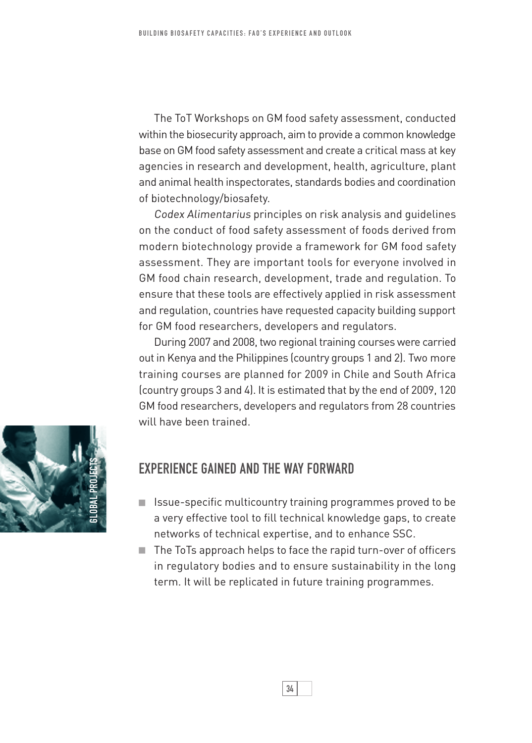The ToT Workshops on GM food safety assessment, conducted within the biosecurity approach, aim to provide a common knowledge base on GM food safety assessment and create a critical mass at key agencies in research and development, health, agriculture, plant and animal health inspectorates, standards bodies and coordination of biotechnology/biosafety.

*Codex Alimentarius* principles on risk analysis and guidelines on the conduct of food safety assessment of foods derived from modern biotechnology provide a framework for GM food safety assessment. They are important tools for everyone involved in GM food chain research, development, trade and regulation. To ensure that these tools are effectively applied in risk assessment and regulation, countries have requested capacity building support for GM food researchers, developers and regulators.

During 2007 and 2008, two regional training courses were carried out in Kenya and the Philippines (country groups 1 and 2). Two more training courses are planned for 2009 in Chile and South Africa (country groups 3 and 4). It is estimated that by the end of 2009, 120 GM food researchers, developers and regulators from 28 countries will have been trained.

## EXPERIENCE GAINED AND THE WAY FORWARD

- Issue-specific multicountry training programmes proved to be a very effective tool to fill technical knowledge gaps, to create networks of technical expertise, and to enhance SSC.
- The ToTs approach helps to face the rapid turn-over of officers in regulatory bodies and to ensure sustainability in the long term. It will be replicated in future training programmes.